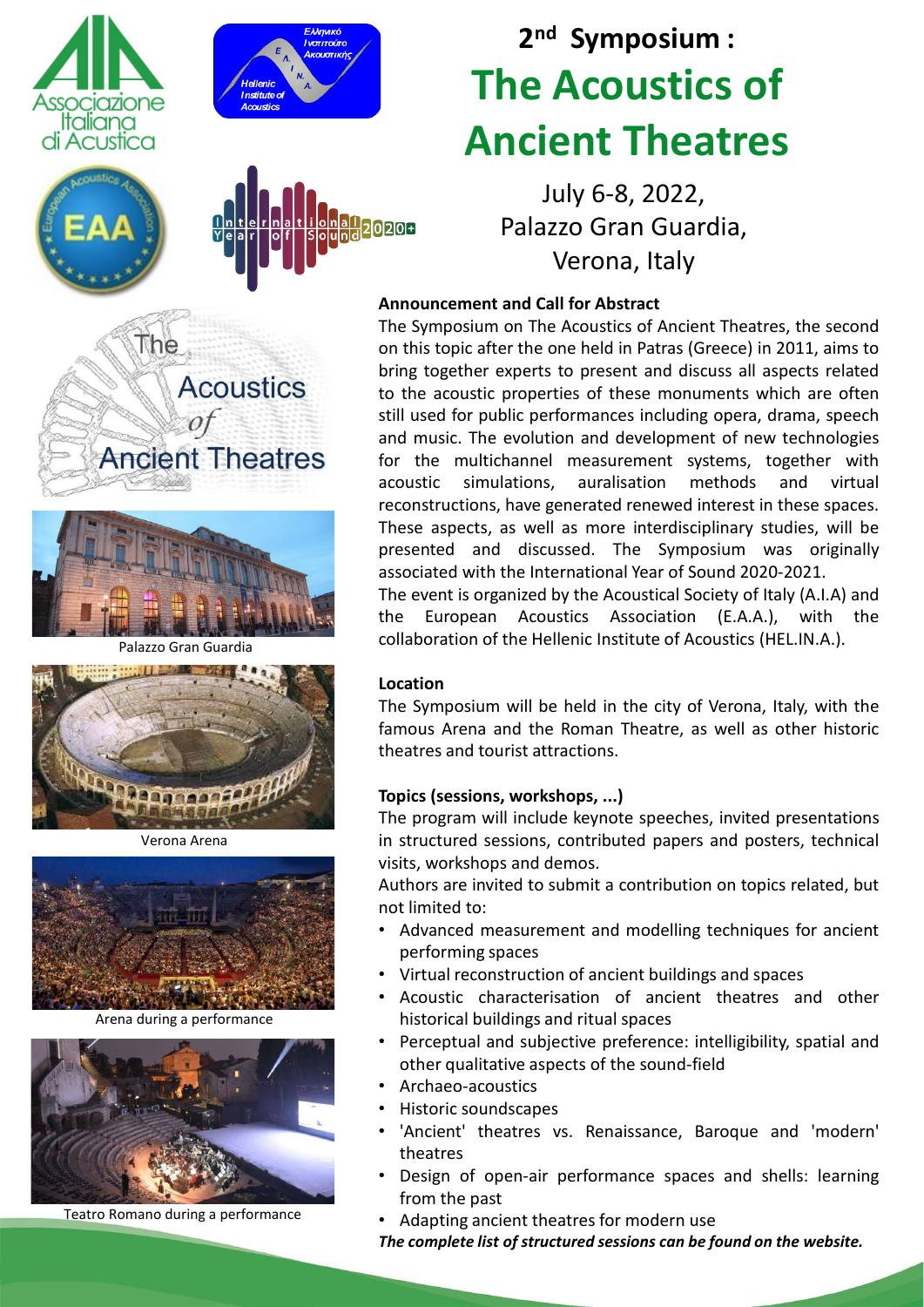# 2nd Symposium :

# The Acoustics of Ancient Theatres

July 6-8, 2022,
Palazzo Gran Guardia,
Verona, Italy

Palazzo Gran Guardia

Verona Arena

Arena during a performance

Teatro Romano during a performance

**Announcement and Call for Abstract**

The Symposium on The Acoustics of Ancient Theatres, the second on this topic after the one held in Patras (Greece) in 2011, aims to bring together experts to present and discuss all aspects related to the acoustic properties of these monuments which are often still used for public performances including opera, drama, speech and music. The evolution and development of new technologies for the multichannel measurement systems, together with acoustic simulations, auralisation methods and virtual reconstructions, have generated renewed interest in these spaces. These aspects, as well as more interdisciplinary studies, will be presented and discussed. The Symposium was originally associated with the International Year of Sound 2020-2021.

The event is organized by the Acoustical Society of Italy (A.I.A) and the European Acoustics Association (E.A.A.), with the collaboration of the Hellenic Institute of Acoustics (HEL.IN.A.).

**Location**

The Symposium will be held in the city of Verona, Italy, with the famous Arena and the Roman Theatre, as well as other historic theatres and tourist attractions.

**Topics (sessions, workshops, ...)**

The program will include keynote speeches, invited presentations in structured sessions, contributed papers and posters, technical visits, workshops and demos.

Authors are invited to submit a contribution on topics related, but not limited to:

- Advanced measurement and modelling techniques for ancient performing spaces
- Virtual reconstruction of ancient buildings and spaces
- Acoustic characterisation of ancient theatres and other historical buildings and ritual spaces
- Perceptual and subjective preference: intelligibility, spatial and other qualitative aspects of the sound-field
- Archaeo-acoustics
- Historic soundscapes
- 'Ancient' theatres vs. Renaissance, Baroque and 'modern' theatres
- Design of open-air performance spaces and shells: learning from the past
- Adapting ancient theatres for modern use

***The complete list of structured sessions can be found on the website.***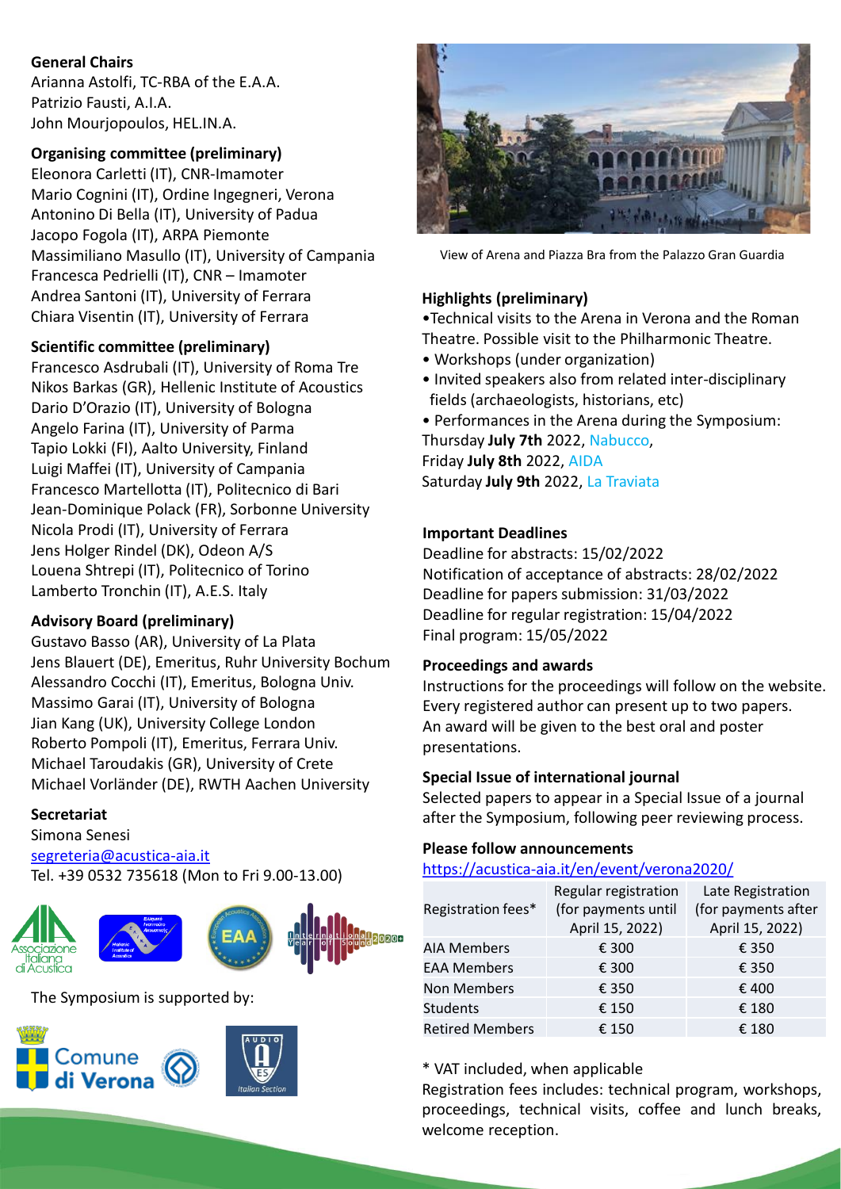**General Chairs**
Arianna Astolfi, TC-RBA of the E.A.A.
Patrizio Fausti, A.I.A.
John Mourjopoulos, HEL.IN.A.

**Organising committee (preliminary)**
Eleonora Carletti (IT), CNR-Imamoter
Mario Cognini (IT), Ordine Ingegneri, Verona
Antonino Di Bella (IT), University of Padua
Jacopo Fogola (IT), ARPA Piemonte
Massimiliano Masullo (IT), University of Campania
Francesca Pedrielli (IT), CNR – Imamoter
Andrea Santoni (IT), University of Ferrara
Chiara Visentin (IT), University of Ferrara

**Scientific committee (preliminary)**
Francesco Asdrubali (IT), University of Roma Tre
Nikos Barkas (GR), Hellenic Institute of Acoustics
Dario D'Orazio (IT), University of Bologna
Angelo Farina (IT), University of Parma
Tapio Lokki (FI), Aalto University, Finland
Luigi Maffei (IT), University of Campania
Francesco Martellotta (IT), Politecnico di Bari
Jean-Dominique Polack (FR), Sorbonne University
Nicola Prodi (IT), University of Ferrara
Jens Holger Rindel (DK), Odeon A/S
Louena Shtrepi (IT), Politecnico of Torino
Lamberto Tronchin (IT), A.E.S. Italy

**Advisory Board (preliminary)**
Gustavo Basso (AR), University of La Plata
Jens Blauert (DE), Emeritus, Ruhr University Bochum
Alessandro Cocchi (IT), Emeritus, Bologna Univ.
Massimo Garai (IT), University of Bologna
Jian Kang (UK), University College London
Roberto Pompoli (IT), Emeritus, Ferrara Univ.
Michael Taroudakis (GR), University of Crete
Michael Vorländer (DE), RWTH Aachen University

**Secretariat**
Simona Senesi
segreteria@acustica-aia.it
Tel. +39 0532 735618 (Mon to Fri 9.00-13.00)

The Symposium is supported by:

View of Arena and Piazza Bra from the Palazzo Gran Guardia

**Highlights (preliminary)**

- Technical visits to the Arena in Verona and the Roman Theatre. Possible visit to the Philharmonic Theatre.
- Workshops (under organization)
- Invited speakers also from related inter-disciplinary fields (archaeologists, historians, etc)
- Performances in the Arena during the Symposium:
  Thursday **July 7th** 2022, Nabucco,
  Friday **July 8th** 2022, AIDA
  Saturday **July 9th** 2022, La Traviata

**Important Deadlines**
Deadline for abstracts: 15/02/2022
Notification of acceptance of abstracts: 28/02/2022
Deadline for papers submission: 31/03/2022
Deadline for regular registration: 15/04/2022
Final program: 15/05/2022

**Proceedings and awards**
Instructions for the proceedings will follow on the website. Every registered author can present up to two papers. An award will be given to the best oral and poster presentations.

**Special Issue of international journal**
Selected papers to appear in a Special Issue of a journal after the Symposium, following peer reviewing process.

**Please follow announcements**
https://acustica-aia.it/en/event/verona2020/

| Registration fees* | Regular registration (for payments until April 15, 2022) | Late Registration (for payments after April 15, 2022) |
|---|---|---|
| AIA Members | € 300 | € 350 |
| EAA Members | € 300 | € 350 |
| Non Members | € 350 | € 400 |
| Students | € 150 | € 180 |
| Retired Members | € 150 | € 180 |

* VAT included, when applicable

Registration fees includes: technical program, workshops, proceedings, technical visits, coffee and lunch breaks, welcome reception.